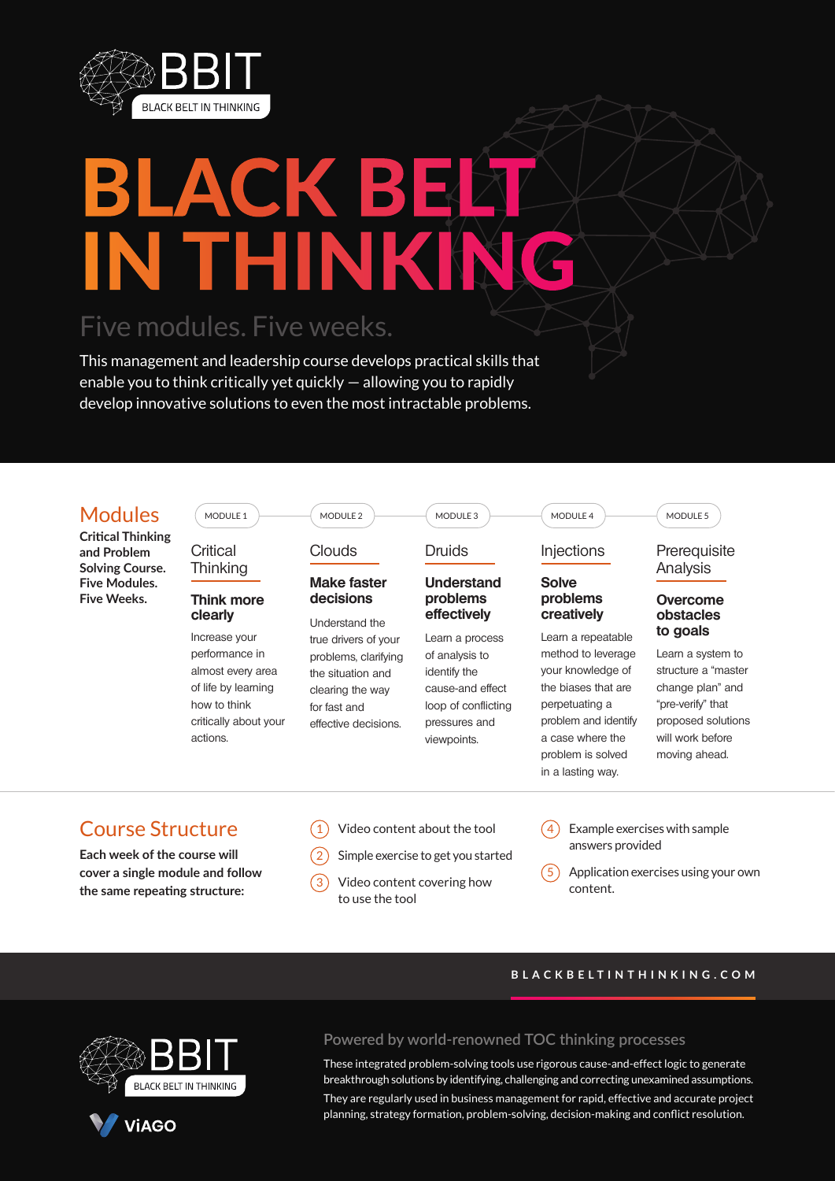BBIT

BLACK BELT IN THINKING

# BLACK BELT IN THINKING

## Five modules. Five weeks.

This management and leadership course develops practical skills that enable you to think critically yet quickly — allowing you to rapidly develop innovative solutions to even the most intractable problems.

## Modules

**Critical Thinking and Problem Solving Course. Five Modules. Five Weeks.**

### MODULE 1 — Critical Thinking

**Think more clearly**

Increase your performance in almost every area of life by learning how to think critically about your actions.

### MODULE 2 — Clouds

**Make faster decisions**

Understand the true drivers of your problems, clarifying the situation and clearing the way for fast and effective decisions.

### MODULE 3 — Druids

**Understand problems effectively**

Learn a process of analysis to identify the cause-and effect loop of conflicting pressures and viewpoints.

### MODULE 4 — Injections

**Solve problems creatively**

Learn a repeatable method to leverage your knowledge of the biases that are perpetuating a problem and identify a case where the problem is solved in a lasting way.

### MODULE 5 — Prerequisite Analysis

**Overcome obstacles to goals**

Learn a system to structure a "master change plan" and "pre-verify" that proposed solutions will work before moving ahead.

## Course Structure

**Each week of the course will cover a single module and follow the same repeating structure:**

1. Video content about the tool
2. Simple exercise to get you started
3. Video content covering how to use the tool
4. Example exercises with sample answers provided
5. Application exercises using your own content.

BLACKBELTINTHINKING.COM

BBIT

BLACK BELT IN THINKING

ViAGO

### Powered by world-renowned TOC thinking processes

These integrated problem-solving tools use rigorous cause-and-effect logic to generate breakthrough solutions by identifying, challenging and correcting unexamined assumptions.

They are regularly used in business management for rapid, effective and accurate project planning, strategy formation, problem-solving, decision-making and conflict resolution.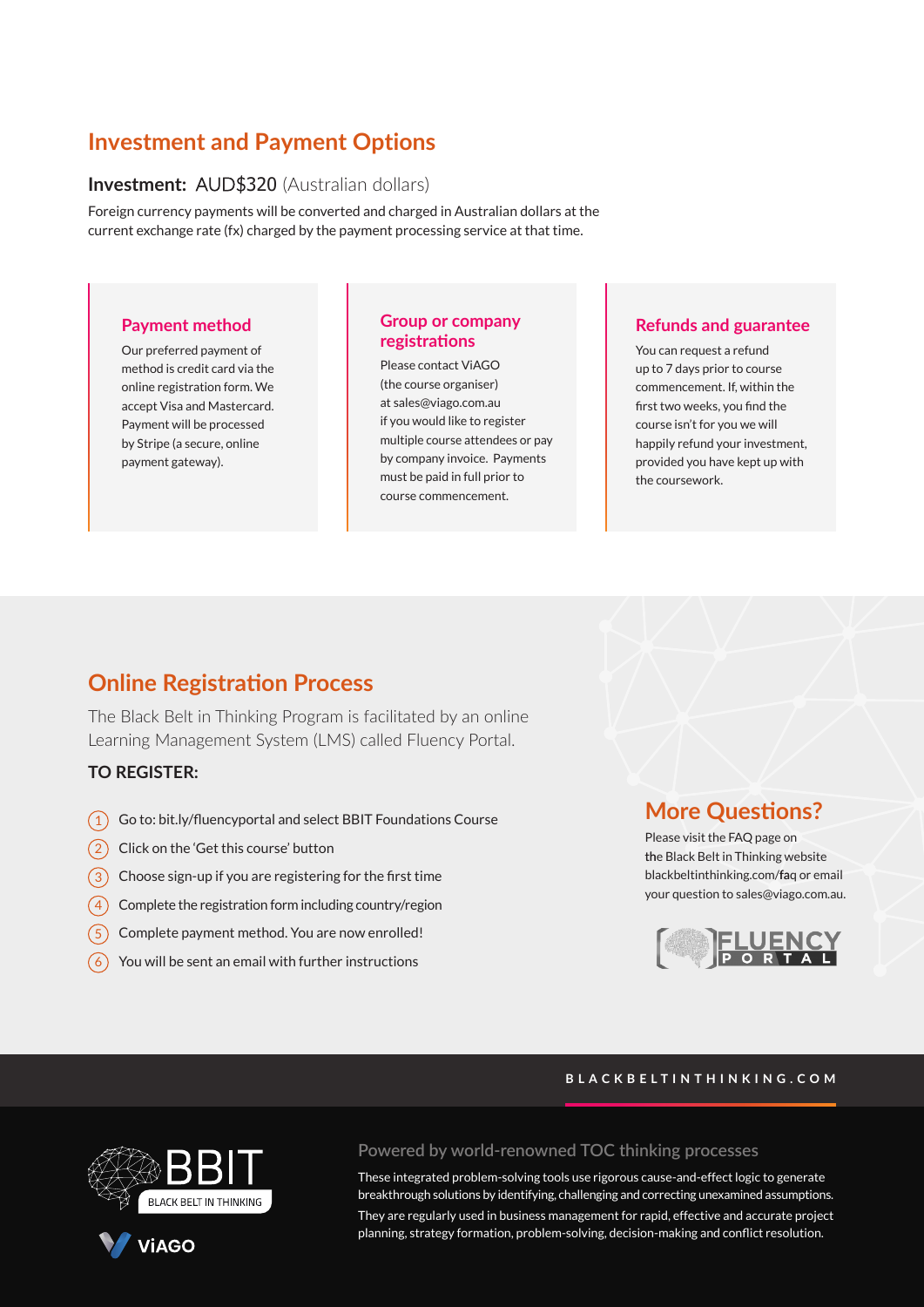## Investment and Payment Options

**Investment:** AUD$320 (Australian dollars)

Foreign currency payments will be converted and charged in Australian dollars at the current exchange rate (fx) charged by the payment processing service at that time.

### Payment method

Our preferred payment of method is credit card via the online registration form. We accept Visa and Mastercard. Payment will be processed by Stripe (a secure, online payment gateway).

### Group or company registrations

Please contact ViAGO (the course organiser) at sales@viago.com.au if you would like to register multiple course attendees or pay by company invoice. Payments must be paid in full prior to course commencement.

### Refunds and guarantee

You can request a refund up to 7 days prior to course commencement. If, within the first two weeks, you find the course isn't for you we will happily refund your investment, provided you have kept up with the coursework.

## Online Registration Process

The Black Belt in Thinking Program is facilitated by an online Learning Management System (LMS) called Fluency Portal.

**TO REGISTER:**

1. Go to: bit.ly/fluencyportal and select BBIT Foundations Course
2. Click on the 'Get this course' button
3. Choose sign-up if you are registering for the first time
4. Complete the registration form including country/region
5. Complete payment method. You are now enrolled!
6. You will be sent an email with further instructions

## More Questions?

Please visit the FAQ page on the Black Belt in Thinking website blackbeltinthinking.com/faq or email your question to sales@viago.com.au.

FLUENCY PORTAL

BLACKBELTINTHINKING.COM

BBIT BLACK BELT IN THINKING

ViAGO

### Powered by world-renowned TOC thinking processes

These integrated problem-solving tools use rigorous cause-and-effect logic to generate breakthrough solutions by identifying, challenging and correcting unexamined assumptions.

They are regularly used in business management for rapid, effective and accurate project planning, strategy formation, problem-solving, decision-making and conflict resolution.